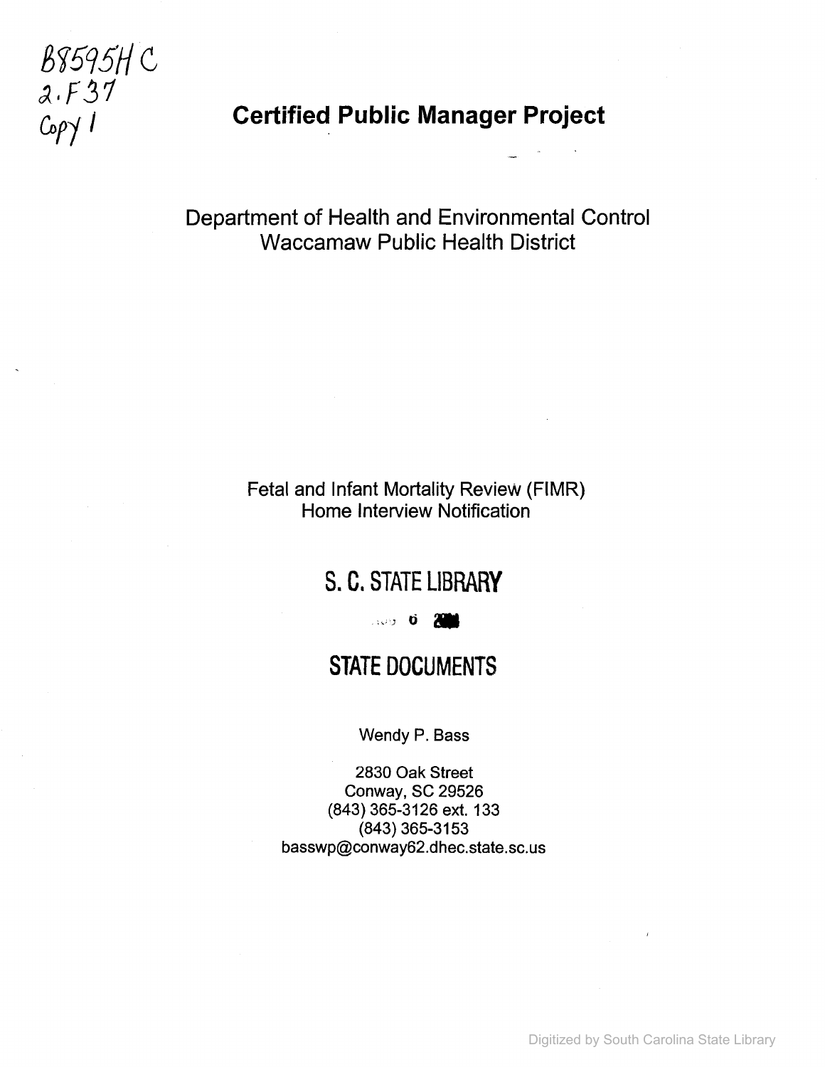B8595H C
2.F37
Copy 1

# Certified Public Manager Project

Department of Health and Environmental Control
Waccamaw Public Health District

Fetal and Infant Mortality Review (FIMR)
Home Interview Notification

S. C. STATE LIBRARY

STATE DOCUMENTS

Wendy P. Bass

2830 Oak Street
Conway, SC 29526
(843) 365-3126 ext. 133
(843) 365-3153
basswp@conway62.dhec.state.sc.us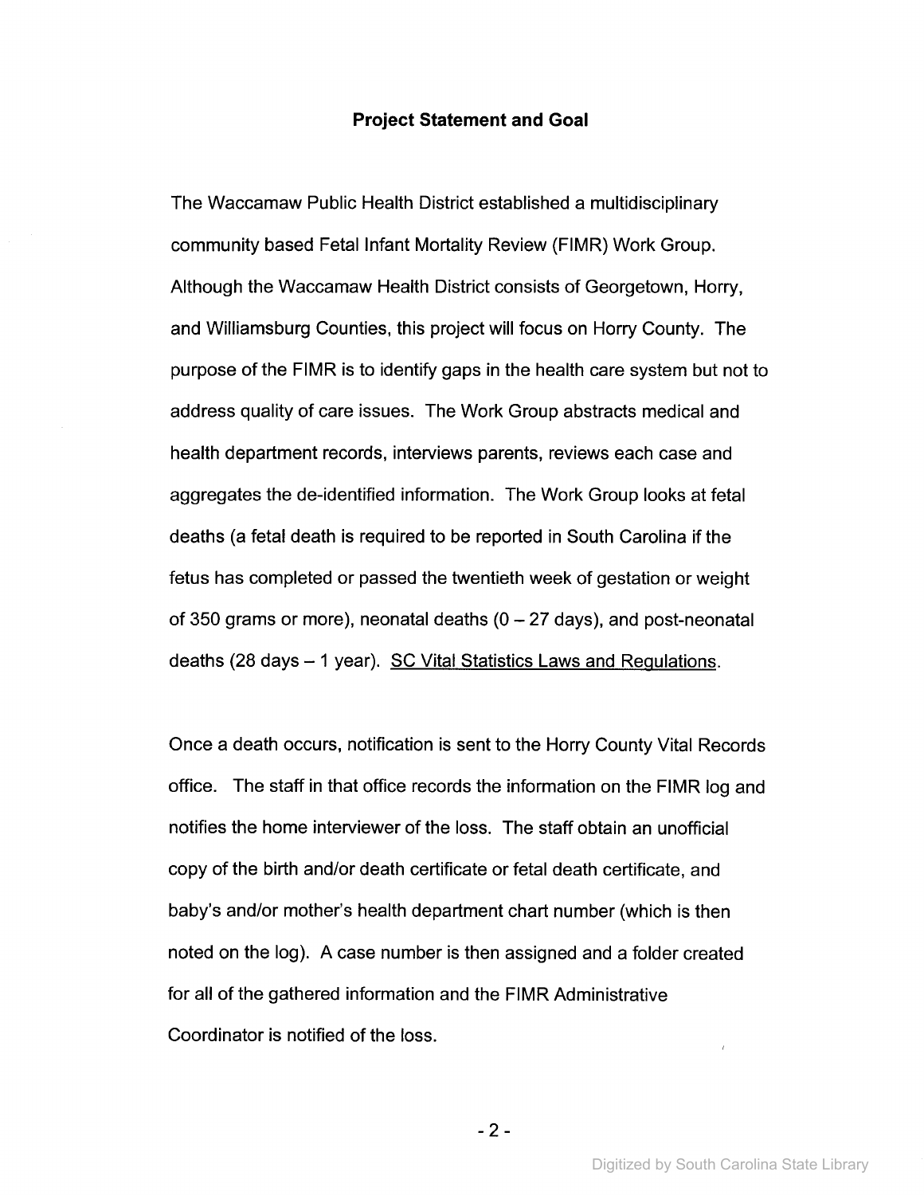## Project Statement and Goal

The Waccamaw Public Health District established a multidisciplinary community based Fetal Infant Mortality Review (FIMR) Work Group. Although the Waccamaw Health District consists of Georgetown, Horry, and Williamsburg Counties, this project will focus on Horry County. The purpose of the FIMR is to identify gaps in the health care system but not to address quality of care issues. The Work Group abstracts medical and health department records, interviews parents, reviews each case and aggregates the de-identified information. The Work Group looks at fetal deaths (a fetal death is required to be reported in South Carolina if the fetus has completed or passed the twentieth week of gestation or weight of 350 grams or more), neonatal deaths (0 – 27 days), and post-neonatal deaths (28 days – 1 year). SC Vital Statistics Laws and Regulations.

Once a death occurs, notification is sent to the Horry County Vital Records office. The staff in that office records the information on the FIMR log and notifies the home interviewer of the loss. The staff obtain an unofficial copy of the birth and/or death certificate or fetal death certificate, and baby's and/or mother's health department chart number (which is then noted on the log). A case number is then assigned and a folder created for all of the gathered information and the FIMR Administrative Coordinator is notified of the loss.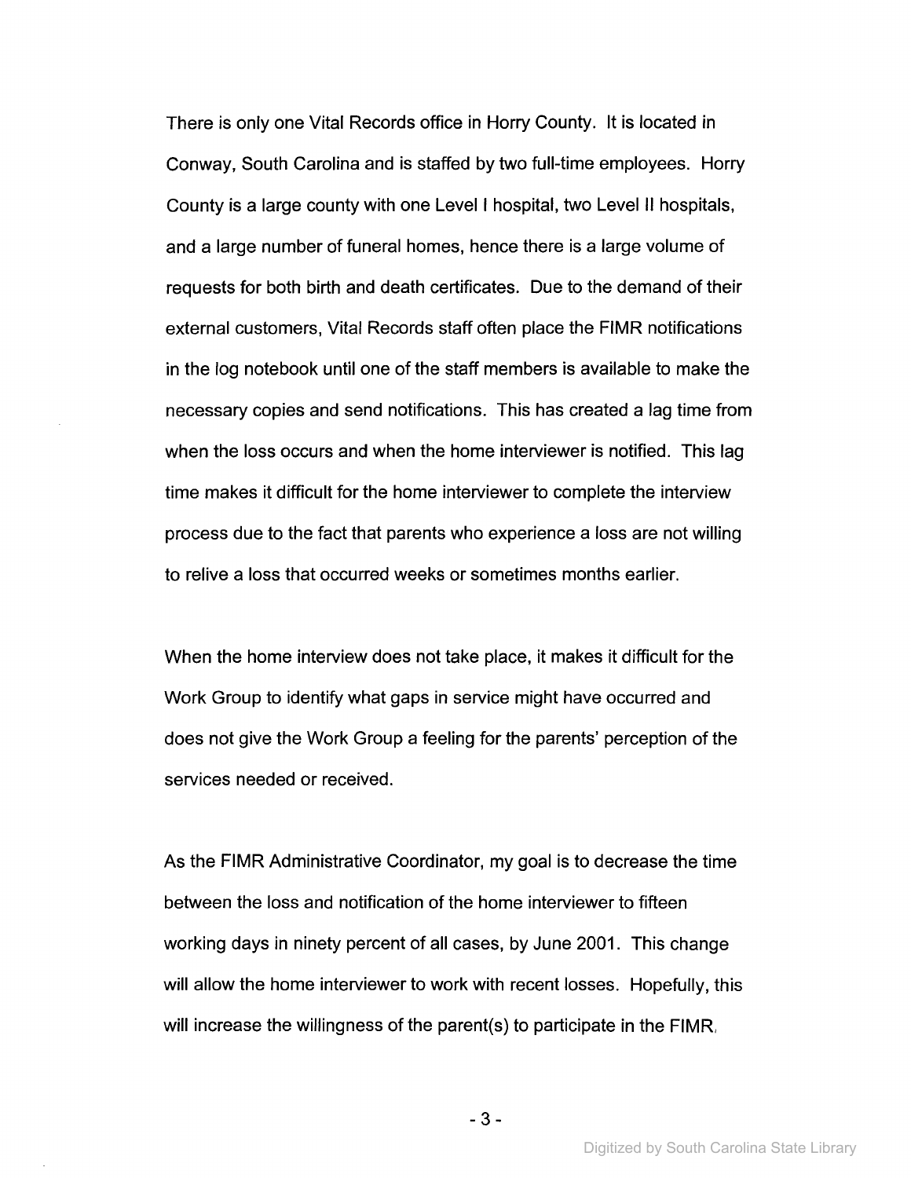There is only one Vital Records office in Horry County. It is located in Conway, South Carolina and is staffed by two full-time employees. Horry County is a large county with one Level I hospital, two Level II hospitals, and a large number of funeral homes, hence there is a large volume of requests for both birth and death certificates. Due to the demand of their external customers, Vital Records staff often place the FIMR notifications in the log notebook until one of the staff members is available to make the necessary copies and send notifications. This has created a lag time from when the loss occurs and when the home interviewer is notified. This lag time makes it difficult for the home interviewer to complete the interview process due to the fact that parents who experience a loss are not willing to relive a loss that occurred weeks or sometimes months earlier.

When the home interview does not take place, it makes it difficult for the Work Group to identify what gaps in service might have occurred and does not give the Work Group a feeling for the parents' perception of the services needed or received.

As the FIMR Administrative Coordinator, my goal is to decrease the time between the loss and notification of the home interviewer to fifteen working days in ninety percent of all cases, by June 2001. This change will allow the home interviewer to work with recent losses. Hopefully, this will increase the willingness of the parent(s) to participate in the FIMR.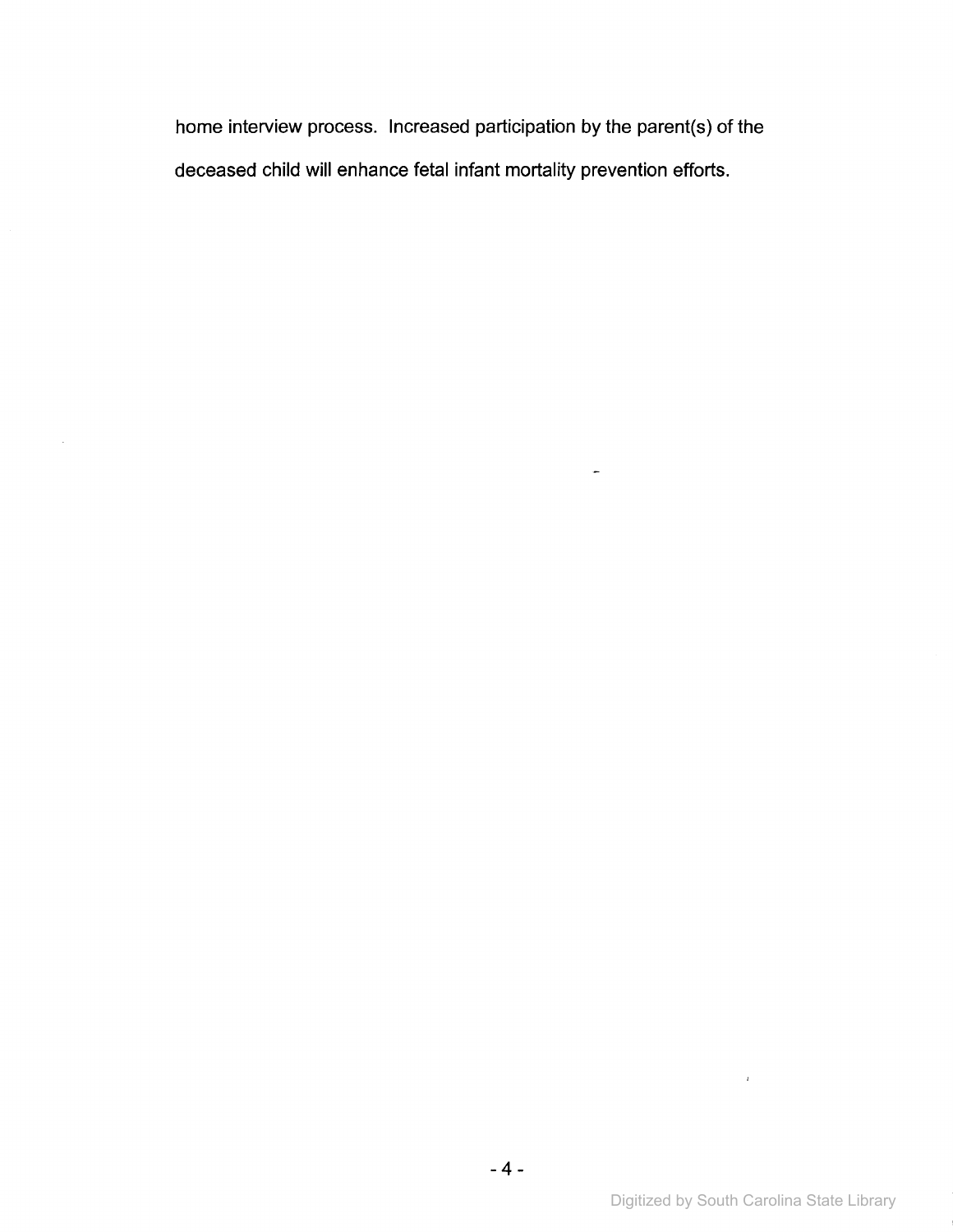home interview process. Increased participation by the parent(s) of the deceased child will enhance fetal infant mortality prevention efforts.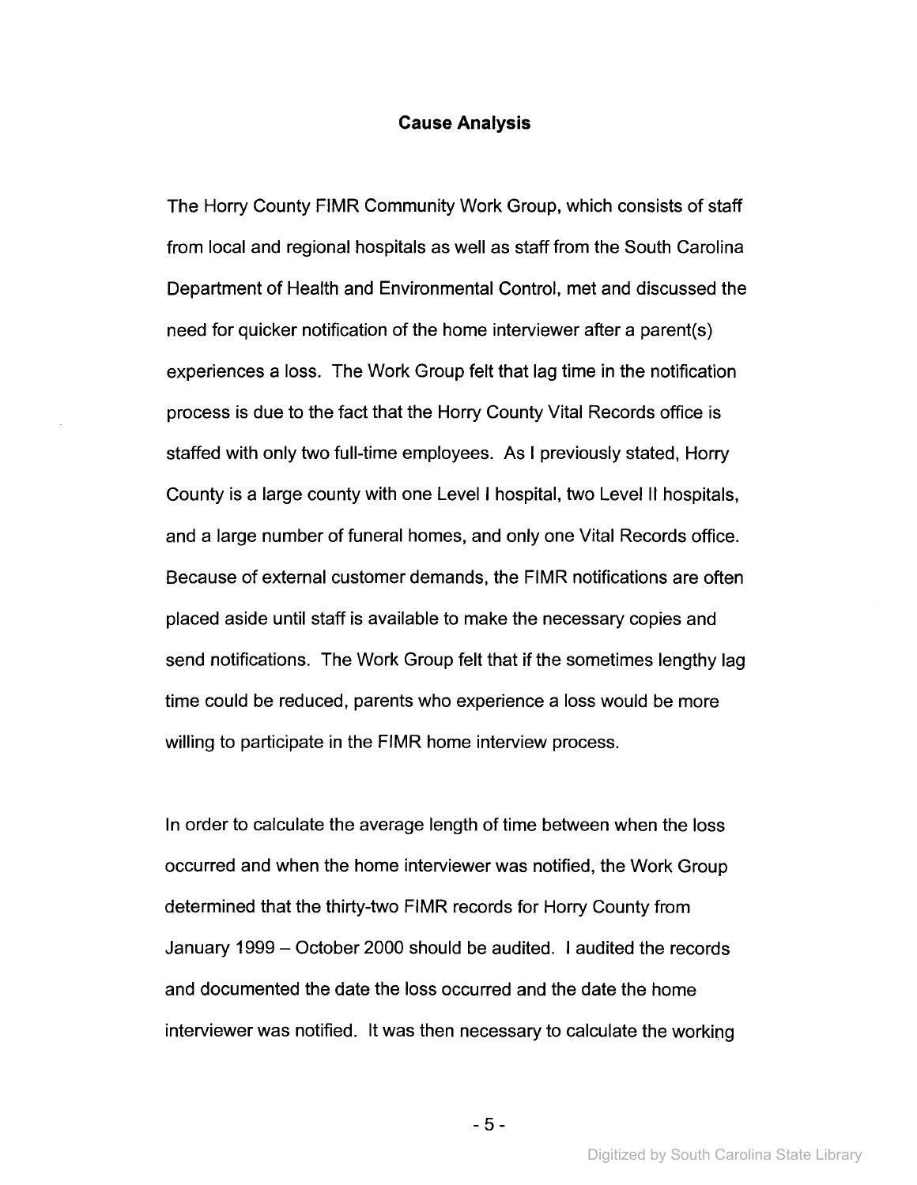## Cause Analysis

The Horry County FIMR Community Work Group, which consists of staff from local and regional hospitals as well as staff from the South Carolina Department of Health and Environmental Control, met and discussed the need for quicker notification of the home interviewer after a parent(s) experiences a loss. The Work Group felt that lag time in the notification process is due to the fact that the Horry County Vital Records office is staffed with only two full-time employees. As I previously stated, Horry County is a large county with one Level I hospital, two Level II hospitals, and a large number of funeral homes, and only one Vital Records office. Because of external customer demands, the FIMR notifications are often placed aside until staff is available to make the necessary copies and send notifications. The Work Group felt that if the sometimes lengthy lag time could be reduced, parents who experience a loss would be more willing to participate in the FIMR home interview process.

In order to calculate the average length of time between when the loss occurred and when the home interviewer was notified, the Work Group determined that the thirty-two FIMR records for Horry County from January 1999 – October 2000 should be audited. I audited the records and documented the date the loss occurred and the date the home interviewer was notified. It was then necessary to calculate the working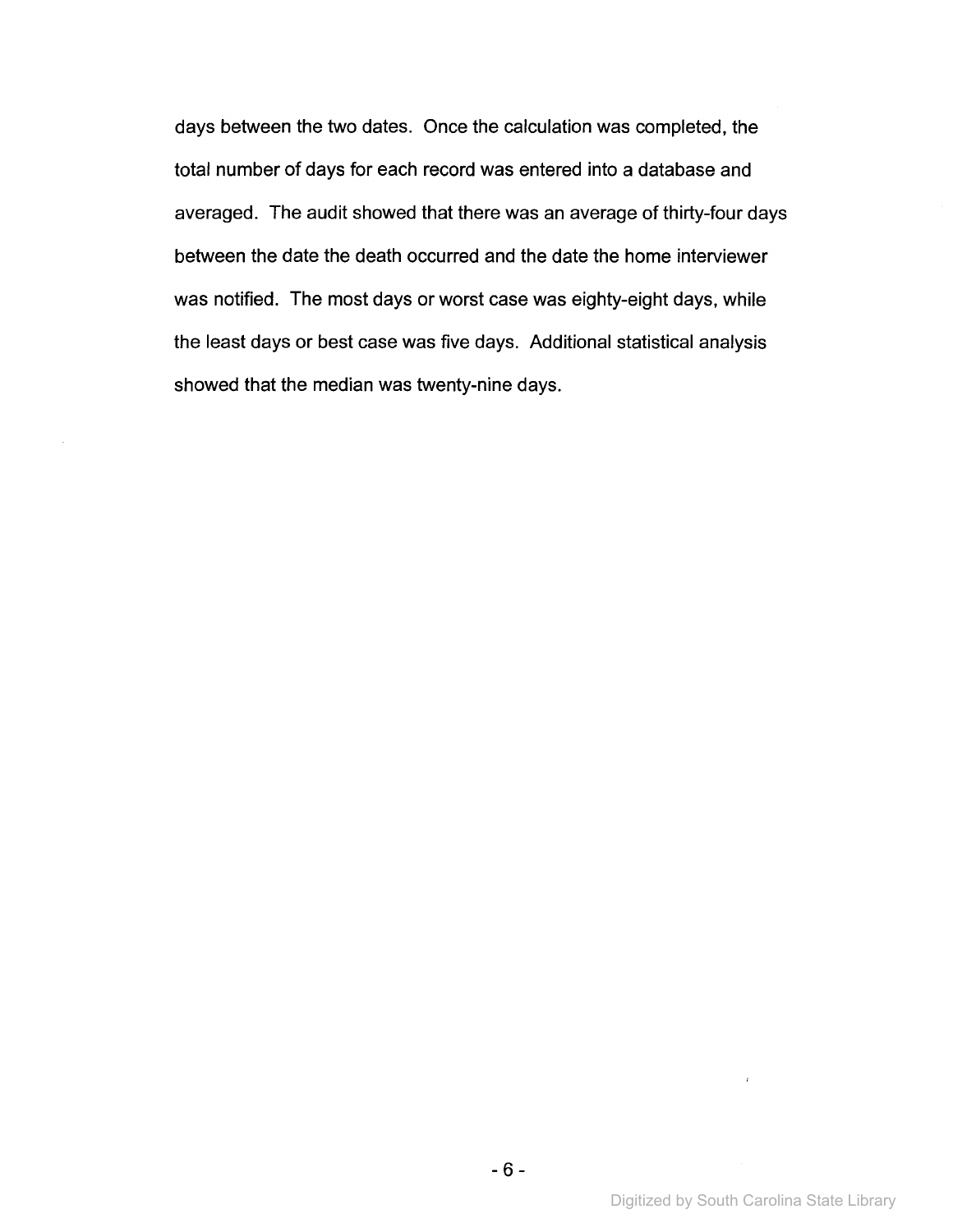days between the two dates. Once the calculation was completed, the total number of days for each record was entered into a database and averaged. The audit showed that there was an average of thirty-four days between the date the death occurred and the date the home interviewer was notified. The most days or worst case was eighty-eight days, while the least days or best case was five days. Additional statistical analysis showed that the median was twenty-nine days.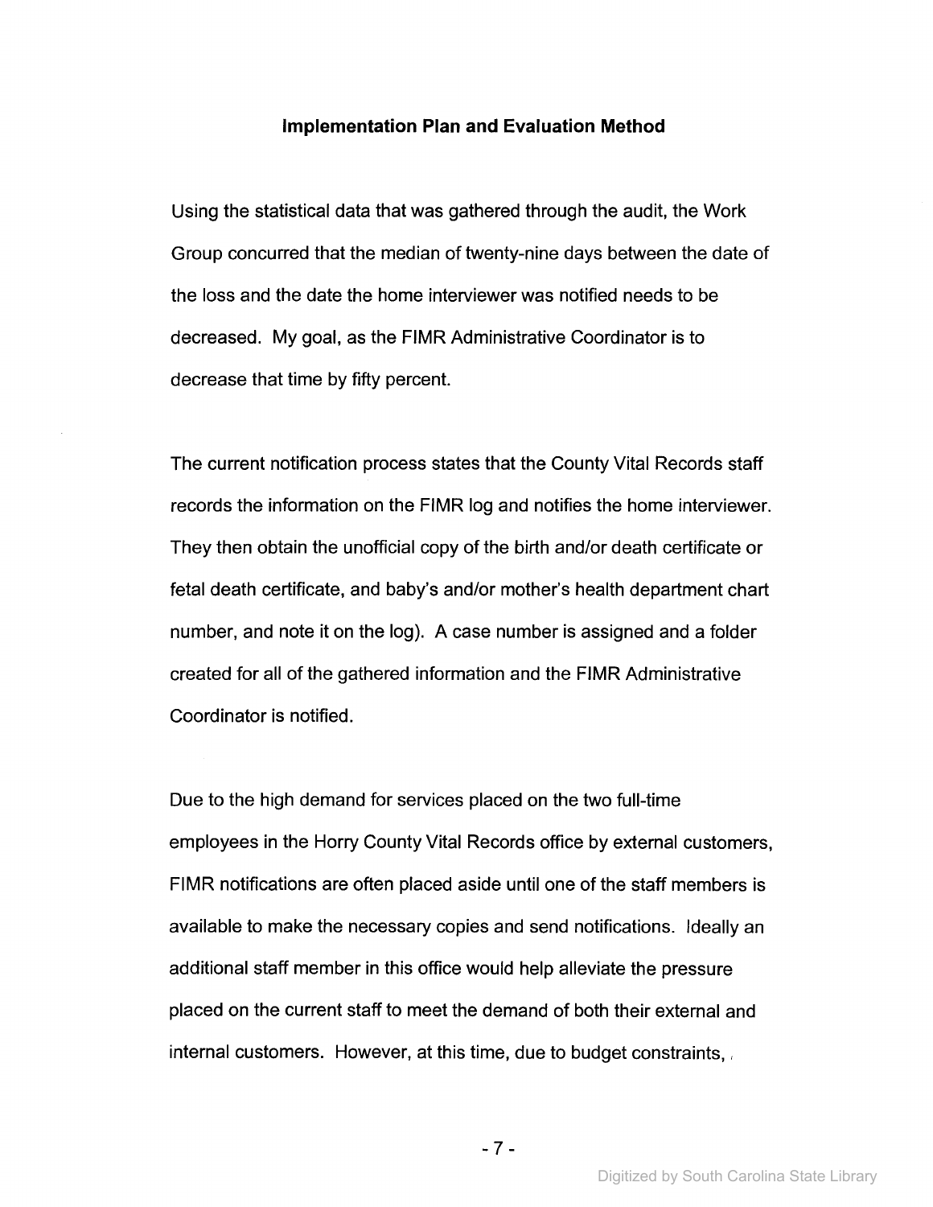### Implementation Plan and Evaluation Method

Using the statistical data that was gathered through the audit, the Work Group concurred that the median of twenty-nine days between the date of the loss and the date the home interviewer was notified needs to be decreased. My goal, as the FIMR Administrative Coordinator is to decrease that time by fifty percent.

The current notification process states that the County Vital Records staff records the information on the FIMR log and notifies the home interviewer. They then obtain the unofficial copy of the birth and/or death certificate or fetal death certificate, and baby's and/or mother's health department chart number, and note it on the log). A case number is assigned and a folder created for all of the gathered information and the FIMR Administrative Coordinator is notified.

Due to the high demand for services placed on the two full-time employees in the Horry County Vital Records office by external customers, FIMR notifications are often placed aside until one of the staff members is available to make the necessary copies and send notifications. Ideally an additional staff member in this office would help alleviate the pressure placed on the current staff to meet the demand of both their external and internal customers. However, at this time, due to budget constraints,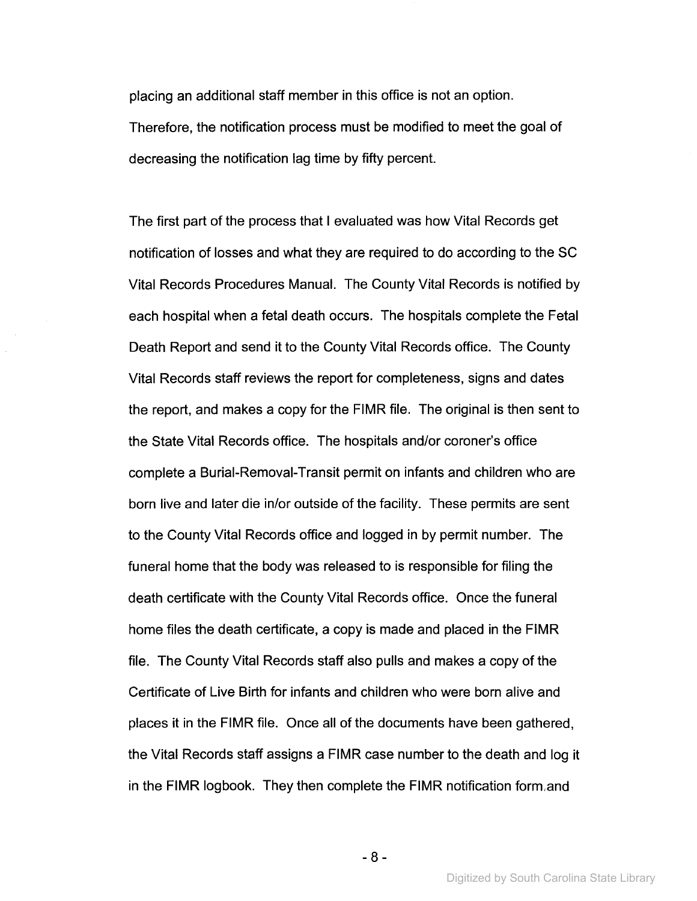placing an additional staff member in this office is not an option. Therefore, the notification process must be modified to meet the goal of decreasing the notification lag time by fifty percent.

The first part of the process that I evaluated was how Vital Records get notification of losses and what they are required to do according to the SC Vital Records Procedures Manual. The County Vital Records is notified by each hospital when a fetal death occurs. The hospitals complete the Fetal Death Report and send it to the County Vital Records office. The County Vital Records staff reviews the report for completeness, signs and dates the report, and makes a copy for the FIMR file. The original is then sent to the State Vital Records office. The hospitals and/or coroner's office complete a Burial-Removal-Transit permit on infants and children who are born live and later die in/or outside of the facility. These permits are sent to the County Vital Records office and logged in by permit number. The funeral home that the body was released to is responsible for filing the death certificate with the County Vital Records office. Once the funeral home files the death certificate, a copy is made and placed in the FIMR file. The County Vital Records staff also pulls and makes a copy of the Certificate of Live Birth for infants and children who were born alive and places it in the FIMR file. Once all of the documents have been gathered, the Vital Records staff assigns a FIMR case number to the death and log it in the FIMR logbook. They then complete the FIMR notification form and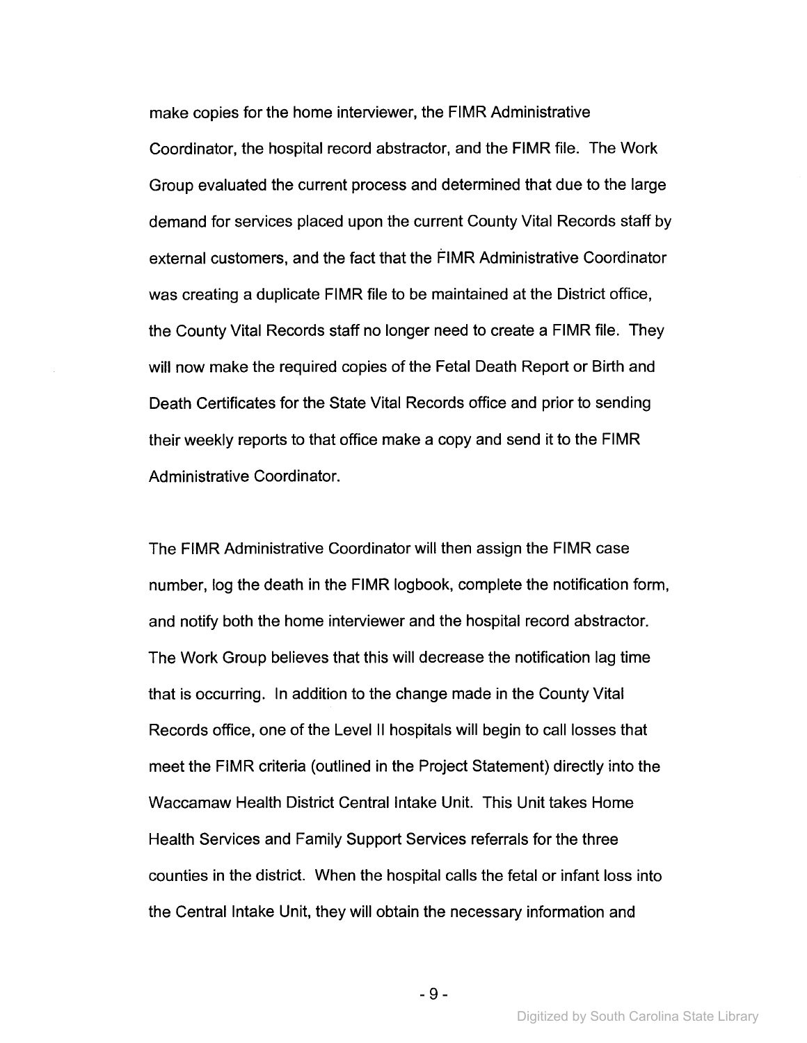make copies for the home interviewer, the FIMR Administrative Coordinator, the hospital record abstractor, and the FIMR file. The Work Group evaluated the current process and determined that due to the large demand for services placed upon the current County Vital Records staff by external customers, and the fact that the FIMR Administrative Coordinator was creating a duplicate FIMR file to be maintained at the District office, the County Vital Records staff no longer need to create a FIMR file. They will now make the required copies of the Fetal Death Report or Birth and Death Certificates for the State Vital Records office and prior to sending their weekly reports to that office make a copy and send it to the FIMR Administrative Coordinator.

The FIMR Administrative Coordinator will then assign the FIMR case number, log the death in the FIMR logbook, complete the notification form, and notify both the home interviewer and the hospital record abstractor. The Work Group believes that this will decrease the notification lag time that is occurring. In addition to the change made in the County Vital Records office, one of the Level II hospitals will begin to call losses that meet the FIMR criteria (outlined in the Project Statement) directly into the Waccamaw Health District Central Intake Unit. This Unit takes Home Health Services and Family Support Services referrals for the three counties in the district. When the hospital calls the fetal or infant loss into the Central Intake Unit, they will obtain the necessary information and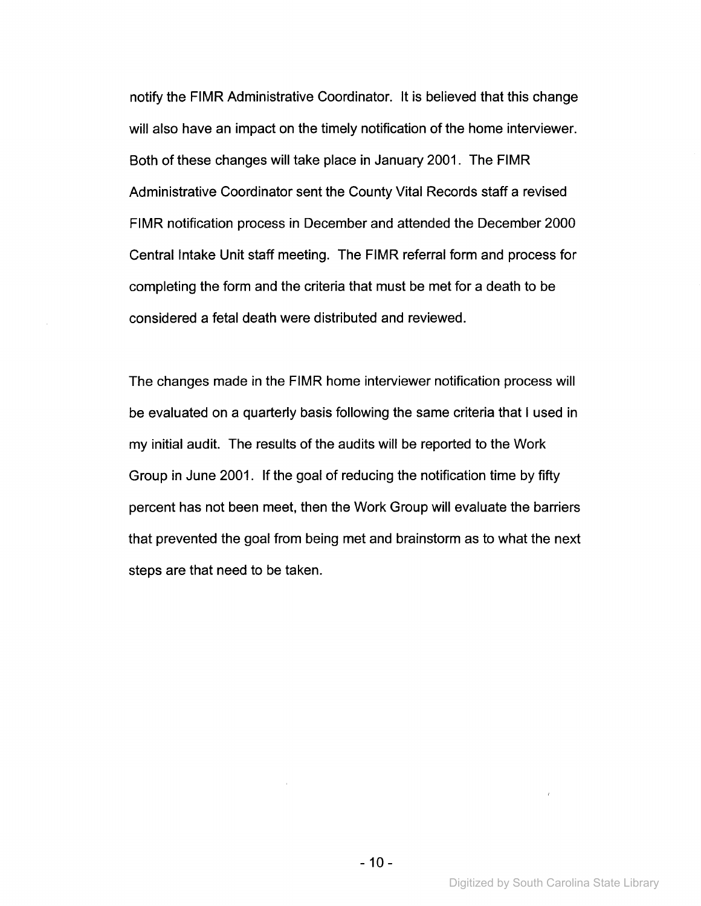notify the FIMR Administrative Coordinator. It is believed that this change will also have an impact on the timely notification of the home interviewer. Both of these changes will take place in January 2001. The FIMR Administrative Coordinator sent the County Vital Records staff a revised FIMR notification process in December and attended the December 2000 Central Intake Unit staff meeting. The FIMR referral form and process for completing the form and the criteria that must be met for a death to be considered a fetal death were distributed and reviewed.

The changes made in the FIMR home interviewer notification process will be evaluated on a quarterly basis following the same criteria that I used in my initial audit. The results of the audits will be reported to the Work Group in June 2001. If the goal of reducing the notification time by fifty percent has not been meet, then the Work Group will evaluate the barriers that prevented the goal from being met and brainstorm as to what the next steps are that need to be taken.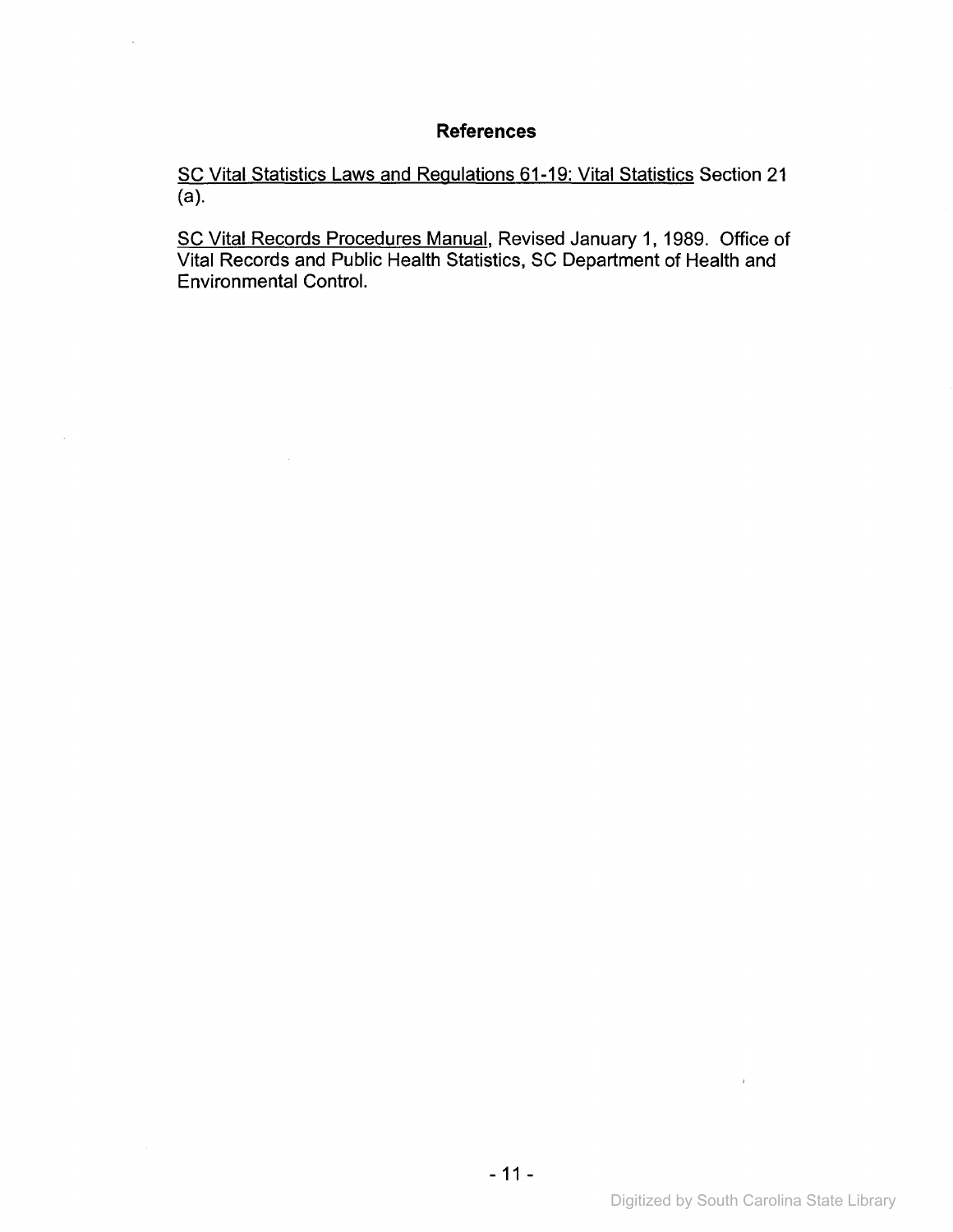## References

SC Vital Statistics Laws and Regulations 61-19: Vital Statistics Section 21 (a).

SC Vital Records Procedures Manual, Revised January 1, 1989. Office of Vital Records and Public Health Statistics, SC Department of Health and Environmental Control.